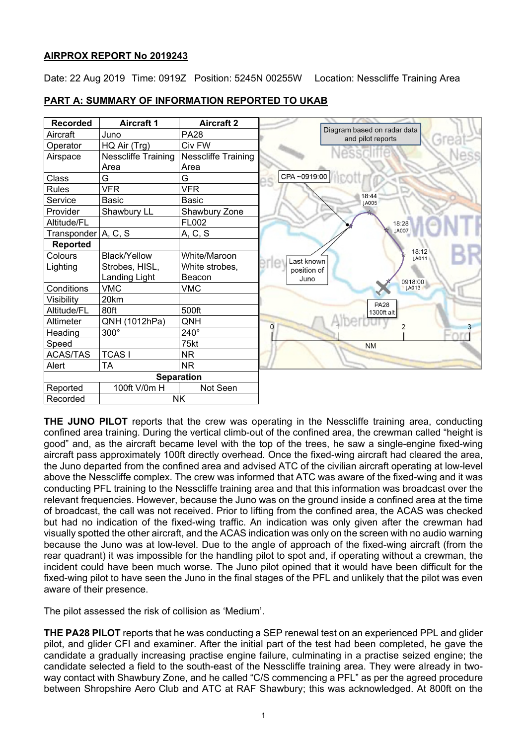**AIRPROX REPORT No 2019243**

Date: 22 Aug 2019 Time: 0919Z Position: 5245N 00255W Location: Nesscliffe Training Area

**PART A: SUMMARY OF INFORMATION REPORTED TO UKAB**

| Recorded | Aircraft 1 | Aircraft 2 |
|---|---|---|
| Aircraft | Juno | PA28 |
| Operator | HQ Air (Trg) | Civ FW |
| Airspace | Nesscliffe Training Area | Nesscliffe Training Area |
| Class | G | G |
| Rules | VFR | VFR |
| Service | Basic | Basic |
| Provider | Shawbury LL | Shawbury Zone |
| Altitude/FL | | FL002 |
| Transponder | A, C, S | A, C, S |
| **Reported** | | |
| Colours | Black/Yellow | White/Maroon |
| Lighting | Strobes, HISL, Landing Light | White strobes, Beacon |
| Conditions | VMC | VMC |
| Visibility | 20km | |
| Altitude/FL | 80ft | 500ft |
| Altimeter | QNH (1012hPa) | QNH |
| Heading | 300° | 240° |
| Speed | | 75kt |
| ACAS/TAS | TCAS I | NR |
| Alert | TA | NR |
| **Separation** | | |
| Reported | 100ft V/0m H | Not Seen |
| Recorded | NK | |

Diagram based on radar data and pilot reports

**THE JUNO PILOT** reports that the crew was operating in the Nesscliffe training area, conducting confined area training. During the vertical climb-out of the confined area, the crewman called "height is good" and, as the aircraft became level with the top of the trees, he saw a single-engine fixed-wing aircraft pass approximately 100ft directly overhead. Once the fixed-wing aircraft had cleared the area, the Juno departed from the confined area and advised ATC of the civilian aircraft operating at low-level above the Nesscliffe complex. The crew was informed that ATC was aware of the fixed-wing and it was conducting PFL training to the Nesscliffe training area and that this information was broadcast over the relevant frequencies. However, because the Juno was on the ground inside a confined area at the time of broadcast, the call was not received. Prior to lifting from the confined area, the ACAS was checked but had no indication of the fixed-wing traffic. An indication was only given after the crewman had visually spotted the other aircraft, and the ACAS indication was only on the screen with no audio warning because the Juno was at low-level. Due to the angle of approach of the fixed-wing aircraft (from the rear quadrant) it was impossible for the handling pilot to spot and, if operating without a crewman, the incident could have been much worse. The Juno pilot opined that it would have been difficult for the fixed-wing pilot to have seen the Juno in the final stages of the PFL and unlikely that the pilot was even aware of their presence.

The pilot assessed the risk of collision as 'Medium'.

**THE PA28 PILOT** reports that he was conducting a SEP renewal test on an experienced PPL and glider pilot, and glider CFI and examiner. After the initial part of the test had been completed, he gave the candidate a gradually increasing practise engine failure, culminating in a practise seized engine; the candidate selected a field to the south-east of the Nesscliffe training area. They were already in two-way contact with Shawbury Zone, and he called "C/S commencing a PFL" as per the agreed procedure between Shropshire Aero Club and ATC at RAF Shawbury; this was acknowledged. At 800ft on the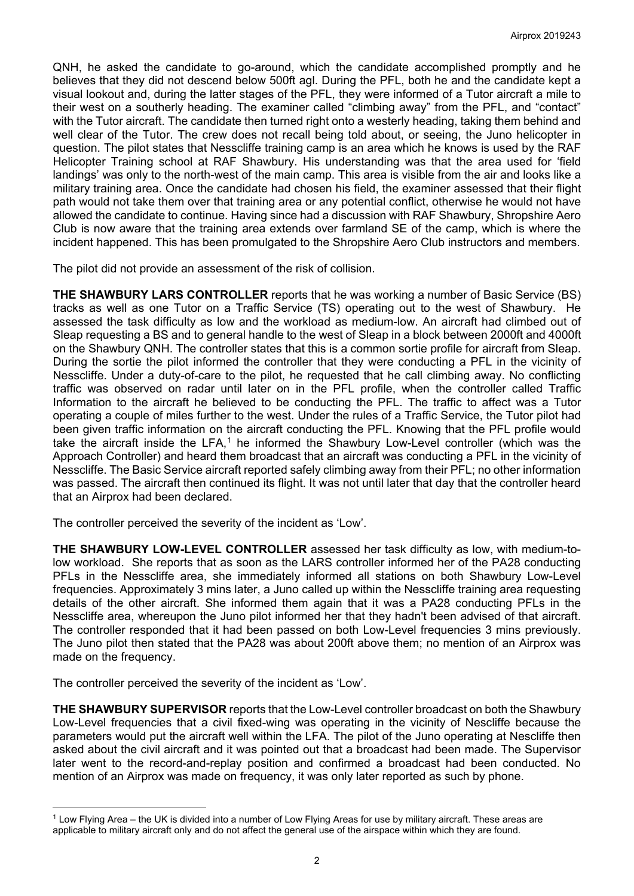QNH, he asked the candidate to go-around, which the candidate accomplished promptly and he believes that they did not descend below 500ft agl. During the PFL, both he and the candidate kept a visual lookout and, during the latter stages of the PFL, they were informed of a Tutor aircraft a mile to their west on a southerly heading. The examiner called "climbing away" from the PFL, and "contact" with the Tutor aircraft. The candidate then turned right onto a westerly heading, taking them behind and well clear of the Tutor. The crew does not recall being told about, or seeing, the Juno helicopter in question. The pilot states that Nesscliffe training camp is an area which he knows is used by the RAF Helicopter Training school at RAF Shawbury. His understanding was that the area used for 'field landings' was only to the north-west of the main camp. This area is visible from the air and looks like a military training area. Once the candidate had chosen his field, the examiner assessed that their flight path would not take them over that training area or any potential conflict, otherwise he would not have allowed the candidate to continue. Having since had a discussion with RAF Shawbury, Shropshire Aero Club is now aware that the training area extends over farmland SE of the camp, which is where the incident happened. This has been promulgated to the Shropshire Aero Club instructors and members.

The pilot did not provide an assessment of the risk of collision.

**THE SHAWBURY LARS CONTROLLER** reports that he was working a number of Basic Service (BS) tracks as well as one Tutor on a Traffic Service (TS) operating out to the west of Shawbury. He assessed the task difficulty as low and the workload as medium-low. An aircraft had climbed out of Sleap requesting a BS and to general handle to the west of Sleap in a block between 2000ft and 4000ft on the Shawbury QNH. The controller states that this is a common sortie profile for aircraft from Sleap. During the sortie the pilot informed the controller that they were conducting a PFL in the vicinity of Nesscliffe. Under a duty-of-care to the pilot, he requested that he call climbing away. No conflicting traffic was observed on radar until later on in the PFL profile, when the controller called Traffic Information to the aircraft he believed to be conducting the PFL. The traffic to affect was a Tutor operating a couple of miles further to the west. Under the rules of a Traffic Service, the Tutor pilot had been given traffic information on the aircraft conducting the PFL. Knowing that the PFL profile would take the aircraft inside the LFA,[1] he informed the Shawbury Low-Level controller (which was the Approach Controller) and heard them broadcast that an aircraft was conducting a PFL in the vicinity of Nesscliffe. The Basic Service aircraft reported safely climbing away from their PFL; no other information was passed. The aircraft then continued its flight. It was not until later that day that the controller heard that an Airprox had been declared.

The controller perceived the severity of the incident as 'Low'.

**THE SHAWBURY LOW-LEVEL CONTROLLER** assessed her task difficulty as low, with medium-to-low workload. She reports that as soon as the LARS controller informed her of the PA28 conducting PFLs in the Nesscliffe area, she immediately informed all stations on both Shawbury Low-Level frequencies. Approximately 3 mins later, a Juno called up within the Nesscliffe training area requesting details of the other aircraft. She informed them again that it was a PA28 conducting PFLs in the Nesscliffe area, whereupon the Juno pilot informed her that they hadn't been advised of that aircraft. The controller responded that it had been passed on both Low-Level frequencies 3 mins previously. The Juno pilot then stated that the PA28 was about 200ft above them; no mention of an Airprox was made on the frequency.

The controller perceived the severity of the incident as 'Low'.

**THE SHAWBURY SUPERVISOR** reports that the Low-Level controller broadcast on both the Shawbury Low-Level frequencies that a civil fixed-wing was operating in the vicinity of Nescliffe because the parameters would put the aircraft well within the LFA. The pilot of the Juno operating at Nescliffe then asked about the civil aircraft and it was pointed out that a broadcast had been made. The Supervisor later went to the record-and-replay position and confirmed a broadcast had been conducted. No mention of an Airprox was made on frequency, it was only later reported as such by phone.

[1] Low Flying Area – the UK is divided into a number of Low Flying Areas for use by military aircraft. These areas are applicable to military aircraft only and do not affect the general use of the airspace within which they are found.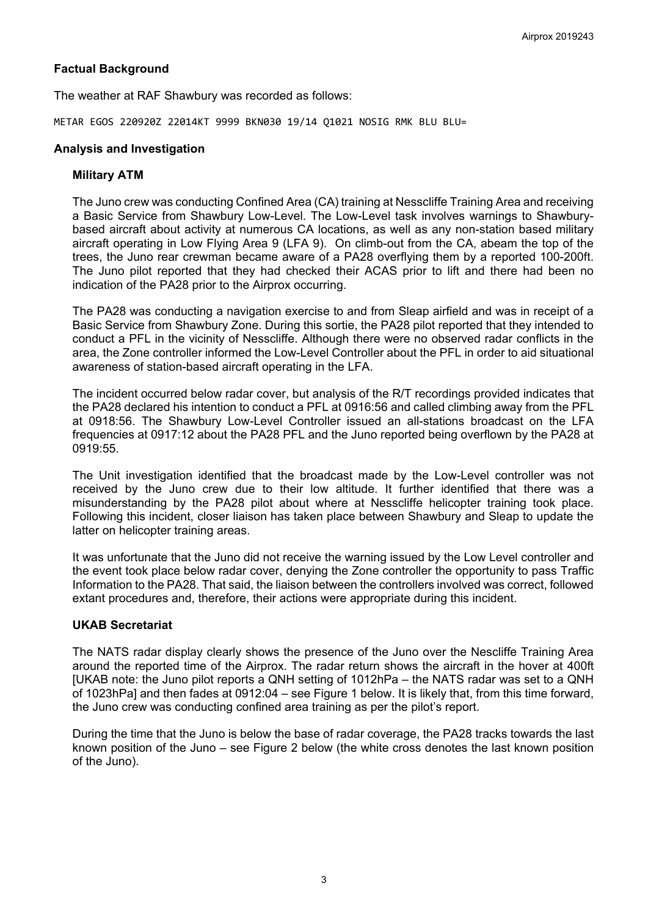## Factual Background

The weather at RAF Shawbury was recorded as follows:

```
METAR EGOS 220920Z 22014KT 9999 BKN030 19/14 Q1021 NOSIG RMK BLU BLU=
```

## Analysis and Investigation

### Military ATM

The Juno crew was conducting Confined Area (CA) training at Nesscliffe Training Area and receiving a Basic Service from Shawbury Low-Level. The Low-Level task involves warnings to Shawbury-based aircraft about activity at numerous CA locations, as well as any non-station based military aircraft operating in Low Flying Area 9 (LFA 9). On climb-out from the CA, abeam the top of the trees, the Juno rear crewman became aware of a PA28 overflying them by a reported 100-200ft. The Juno pilot reported that they had checked their ACAS prior to lift and there had been no indication of the PA28 prior to the Airprox occurring.

The PA28 was conducting a navigation exercise to and from Sleap airfield and was in receipt of a Basic Service from Shawbury Zone. During this sortie, the PA28 pilot reported that they intended to conduct a PFL in the vicinity of Nesscliffe. Although there were no observed radar conflicts in the area, the Zone controller informed the Low-Level Controller about the PFL in order to aid situational awareness of station-based aircraft operating in the LFA.

The incident occurred below radar cover, but analysis of the R/T recordings provided indicates that the PA28 declared his intention to conduct a PFL at 0916:56 and called climbing away from the PFL at 0918:56. The Shawbury Low-Level Controller issued an all-stations broadcast on the LFA frequencies at 0917:12 about the PA28 PFL and the Juno reported being overflown by the PA28 at 0919:55.

The Unit investigation identified that the broadcast made by the Low-Level controller was not received by the Juno crew due to their low altitude. It further identified that there was a misunderstanding by the PA28 pilot about where at Nesscliffe helicopter training took place. Following this incident, closer liaison has taken place between Shawbury and Sleap to update the latter on helicopter training areas.

It was unfortunate that the Juno did not receive the warning issued by the Low Level controller and the event took place below radar cover, denying the Zone controller the opportunity to pass Traffic Information to the PA28. That said, the liaison between the controllers involved was correct, followed extant procedures and, therefore, their actions were appropriate during this incident.

### UKAB Secretariat

The NATS radar display clearly shows the presence of the Juno over the Nescliffe Training Area around the reported time of the Airprox. The radar return shows the aircraft in the hover at 400ft [UKAB note: the Juno pilot reports a QNH setting of 1012hPa – the NATS radar was set to a QNH of 1023hPa] and then fades at 0912:04 – see Figure 1 below. It is likely that, from this time forward, the Juno crew was conducting confined area training as per the pilot's report.

During the time that the Juno is below the base of radar coverage, the PA28 tracks towards the last known position of the Juno – see Figure 2 below (the white cross denotes the last known position of the Juno).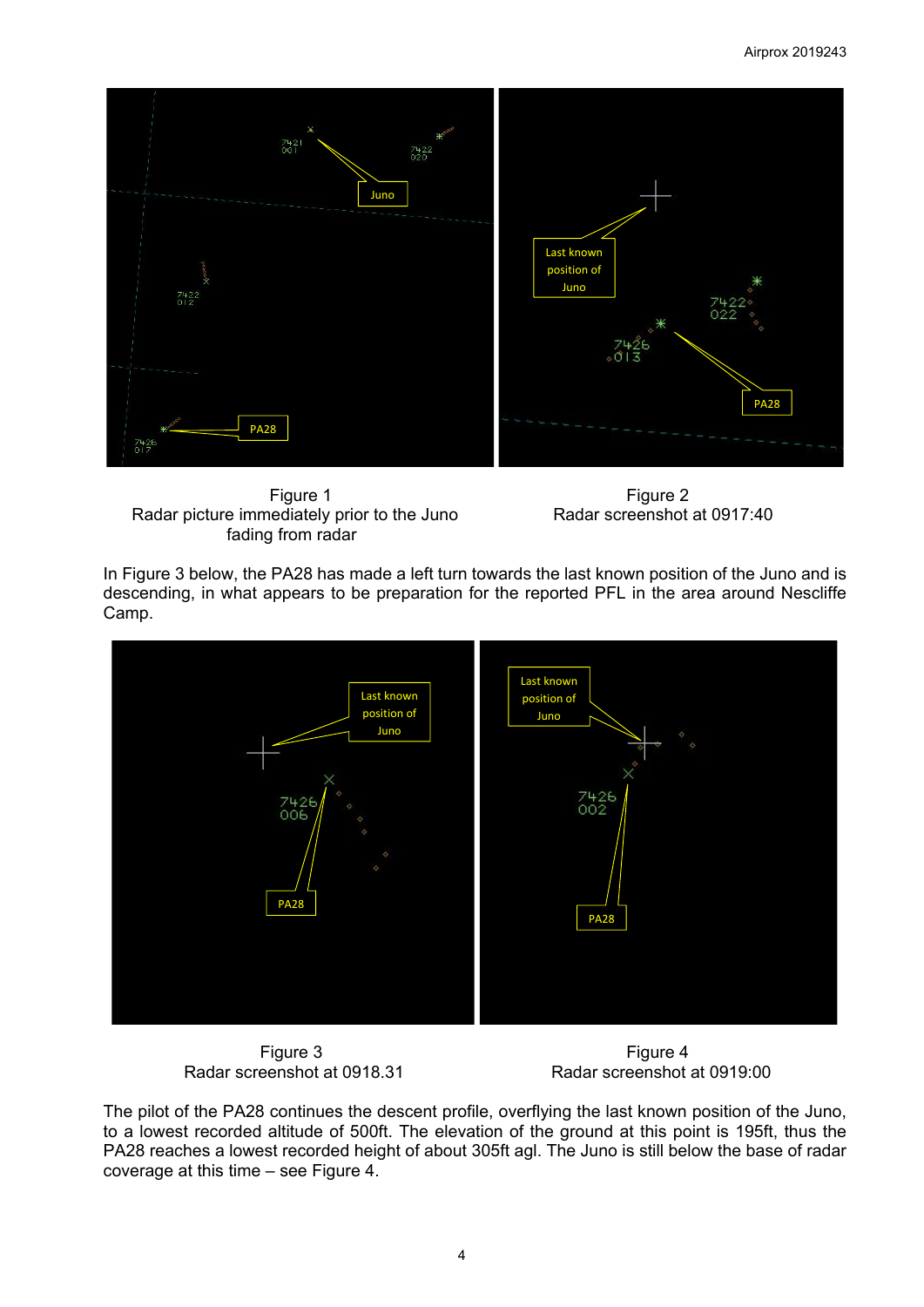Figure 1
Radar picture immediately prior to the Juno fading from radar

Figure 2
Radar screenshot at 0917:40

In Figure 3 below, the PA28 has made a left turn towards the last known position of the Juno and is descending, in what appears to be preparation for the reported PFL in the area around Nescliffe Camp.

Figure 3
Radar screenshot at 0918.31

Figure 4
Radar screenshot at 0919:00

The pilot of the PA28 continues the descent profile, overflying the last known position of the Juno, to a lowest recorded altitude of 500ft. The elevation of the ground at this point is 195ft, thus the PA28 reaches a lowest recorded height of about 305ft agl. The Juno is still below the base of radar coverage at this time – see Figure 4.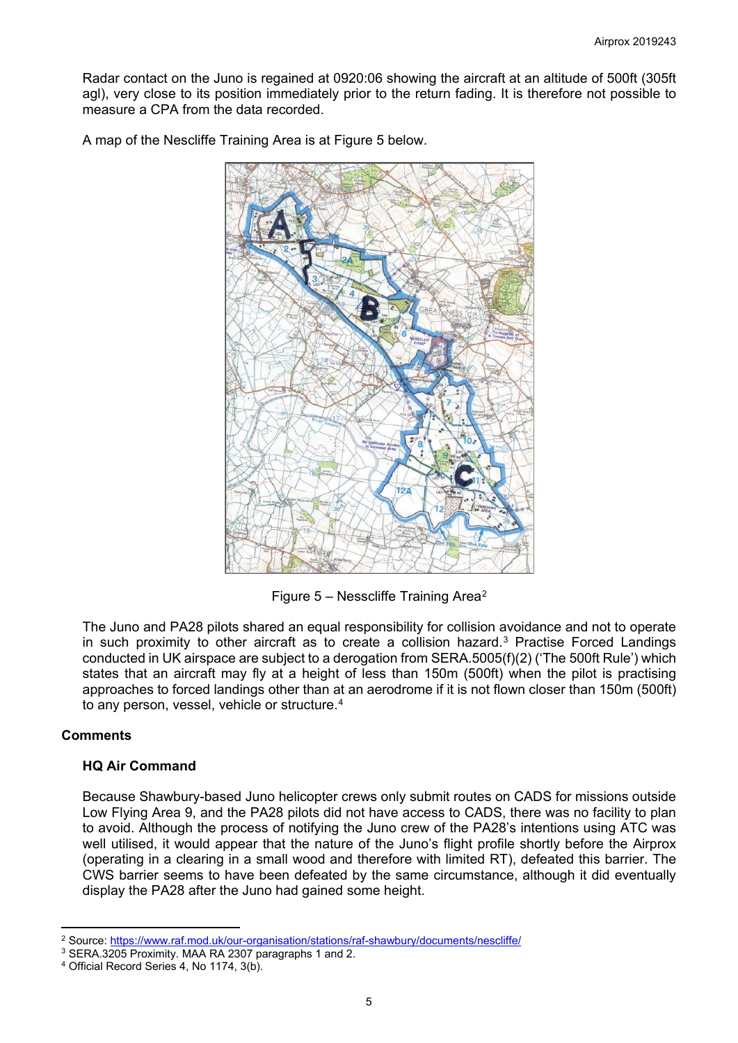Radar contact on the Juno is regained at 0920:06 showing the aircraft at an altitude of 500ft (305ft agl), very close to its position immediately prior to the return fading. It is therefore not possible to measure a CPA from the data recorded.

A map of the Nescliffe Training Area is at Figure 5 below.

Figure 5 – Nesscliffe Training Area[2]

The Juno and PA28 pilots shared an equal responsibility for collision avoidance and not to operate in such proximity to other aircraft as to create a collision hazard.[3] Practise Forced Landings conducted in UK airspace are subject to a derogation from SERA.5005(f)(2) ('The 500ft Rule') which states that an aircraft may fly at a height of less than 150m (500ft) when the pilot is practising approaches to forced landings other than at an aerodrome if it is not flown closer than 150m (500ft) to any person, vessel, vehicle or structure.[4]

## Comments

### HQ Air Command

Because Shawbury-based Juno helicopter crews only submit routes on CADS for missions outside Low Flying Area 9, and the PA28 pilots did not have access to CADS, there was no facility to plan to avoid. Although the process of notifying the Juno crew of the PA28's intentions using ATC was well utilised, it would appear that the nature of the Juno's flight profile shortly before the Airprox (operating in a clearing in a small wood and therefore with limited RT), defeated this barrier. The CWS barrier seems to have been defeated by the same circumstance, although it did eventually display the PA28 after the Juno had gained some height.

---

[2] Source: https://www.raf.mod.uk/our-organisation/stations/raf-shawbury/documents/nescliffe/

[3] SERA.3205 Proximity. MAA RA 2307 paragraphs 1 and 2.

[4] Official Record Series 4, No 1174, 3(b).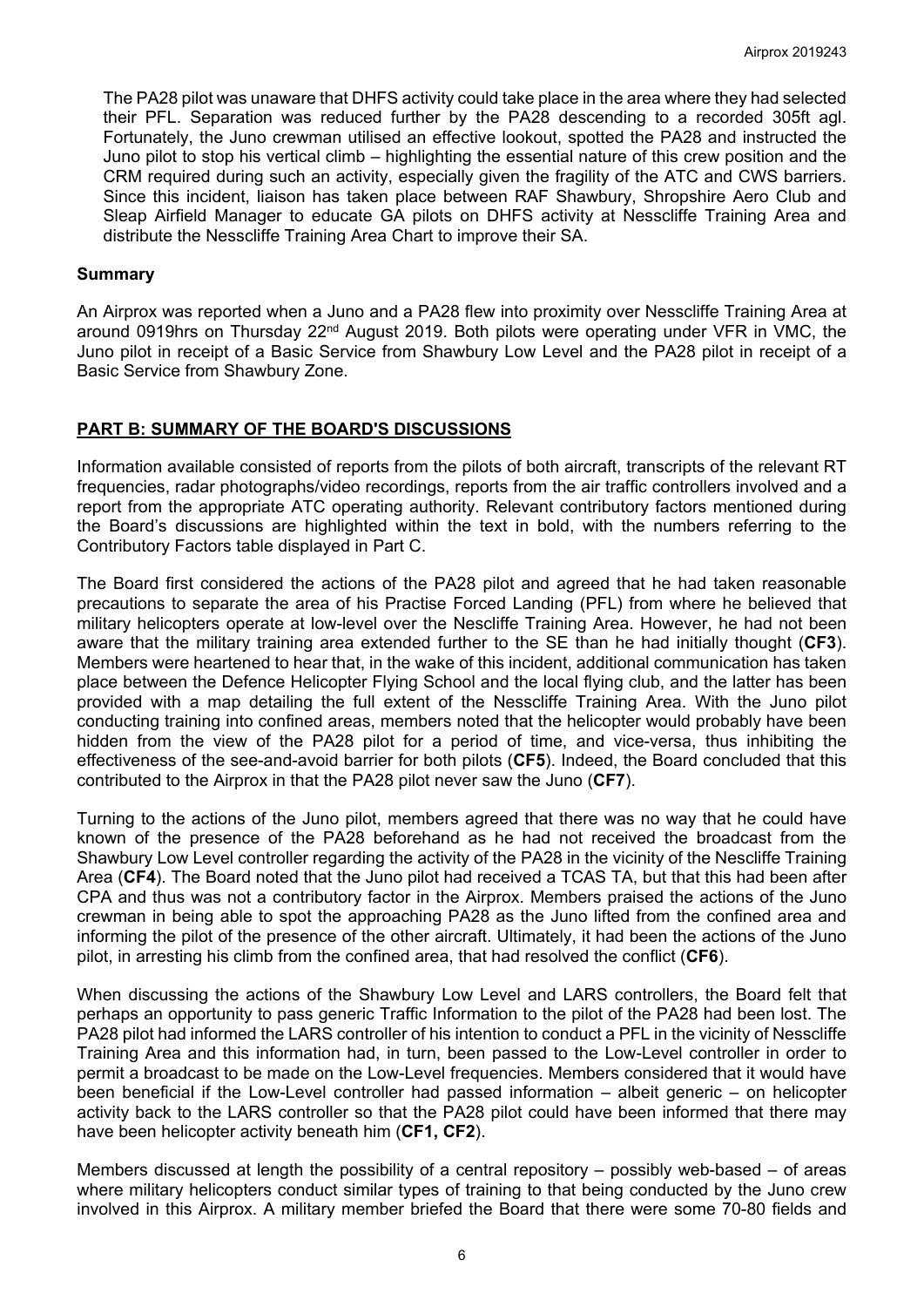The PA28 pilot was unaware that DHFS activity could take place in the area where they had selected their PFL. Separation was reduced further by the PA28 descending to a recorded 305ft agl. Fortunately, the Juno crewman utilised an effective lookout, spotted the PA28 and instructed the Juno pilot to stop his vertical climb – highlighting the essential nature of this crew position and the CRM required during such an activity, especially given the fragility of the ATC and CWS barriers. Since this incident, liaison has taken place between RAF Shawbury, Shropshire Aero Club and Sleap Airfield Manager to educate GA pilots on DHFS activity at Nesscliffe Training Area and distribute the Nesscliffe Training Area Chart to improve their SA.

### Summary

An Airprox was reported when a Juno and a PA28 flew into proximity over Nesscliffe Training Area at around 0919hrs on Thursday 22nd August 2019. Both pilots were operating under VFR in VMC, the Juno pilot in receipt of a Basic Service from Shawbury Low Level and the PA28 pilot in receipt of a Basic Service from Shawbury Zone.

## PART B: SUMMARY OF THE BOARD'S DISCUSSIONS

Information available consisted of reports from the pilots of both aircraft, transcripts of the relevant RT frequencies, radar photographs/video recordings, reports from the air traffic controllers involved and a report from the appropriate ATC operating authority. Relevant contributory factors mentioned during the Board's discussions are highlighted within the text in bold, with the numbers referring to the Contributory Factors table displayed in Part C.

The Board first considered the actions of the PA28 pilot and agreed that he had taken reasonable precautions to separate the area of his Practise Forced Landing (PFL) from where he believed that military helicopters operate at low-level over the Nescliffe Training Area. However, he had not been aware that the military training area extended further to the SE than he had initially thought (**CF3**). Members were heartened to hear that, in the wake of this incident, additional communication has taken place between the Defence Helicopter Flying School and the local flying club, and the latter has been provided with a map detailing the full extent of the Nesscliffe Training Area. With the Juno pilot conducting training into confined areas, members noted that the helicopter would probably have been hidden from the view of the PA28 pilot for a period of time, and vice-versa, thus inhibiting the effectiveness of the see-and-avoid barrier for both pilots (**CF5**). Indeed, the Board concluded that this contributed to the Airprox in that the PA28 pilot never saw the Juno (**CF7**).

Turning to the actions of the Juno pilot, members agreed that there was no way that he could have known of the presence of the PA28 beforehand as he had not received the broadcast from the Shawbury Low Level controller regarding the activity of the PA28 in the vicinity of the Nescliffe Training Area (**CF4**). The Board noted that the Juno pilot had received a TCAS TA, but that this had been after CPA and thus was not a contributory factor in the Airprox. Members praised the actions of the Juno crewman in being able to spot the approaching PA28 as the Juno lifted from the confined area and informing the pilot of the presence of the other aircraft. Ultimately, it had been the actions of the Juno pilot, in arresting his climb from the confined area, that had resolved the conflict (**CF6**).

When discussing the actions of the Shawbury Low Level and LARS controllers, the Board felt that perhaps an opportunity to pass generic Traffic Information to the pilot of the PA28 had been lost. The PA28 pilot had informed the LARS controller of his intention to conduct a PFL in the vicinity of Nesscliffe Training Area and this information had, in turn, been passed to the Low-Level controller in order to permit a broadcast to be made on the Low-Level frequencies. Members considered that it would have been beneficial if the Low-Level controller had passed information – albeit generic – on helicopter activity back to the LARS controller so that the PA28 pilot could have been informed that there may have been helicopter activity beneath him (**CF1, CF2**).

Members discussed at length the possibility of a central repository – possibly web-based – of areas where military helicopters conduct similar types of training to that being conducted by the Juno crew involved in this Airprox. A military member briefed the Board that there were some 70-80 fields and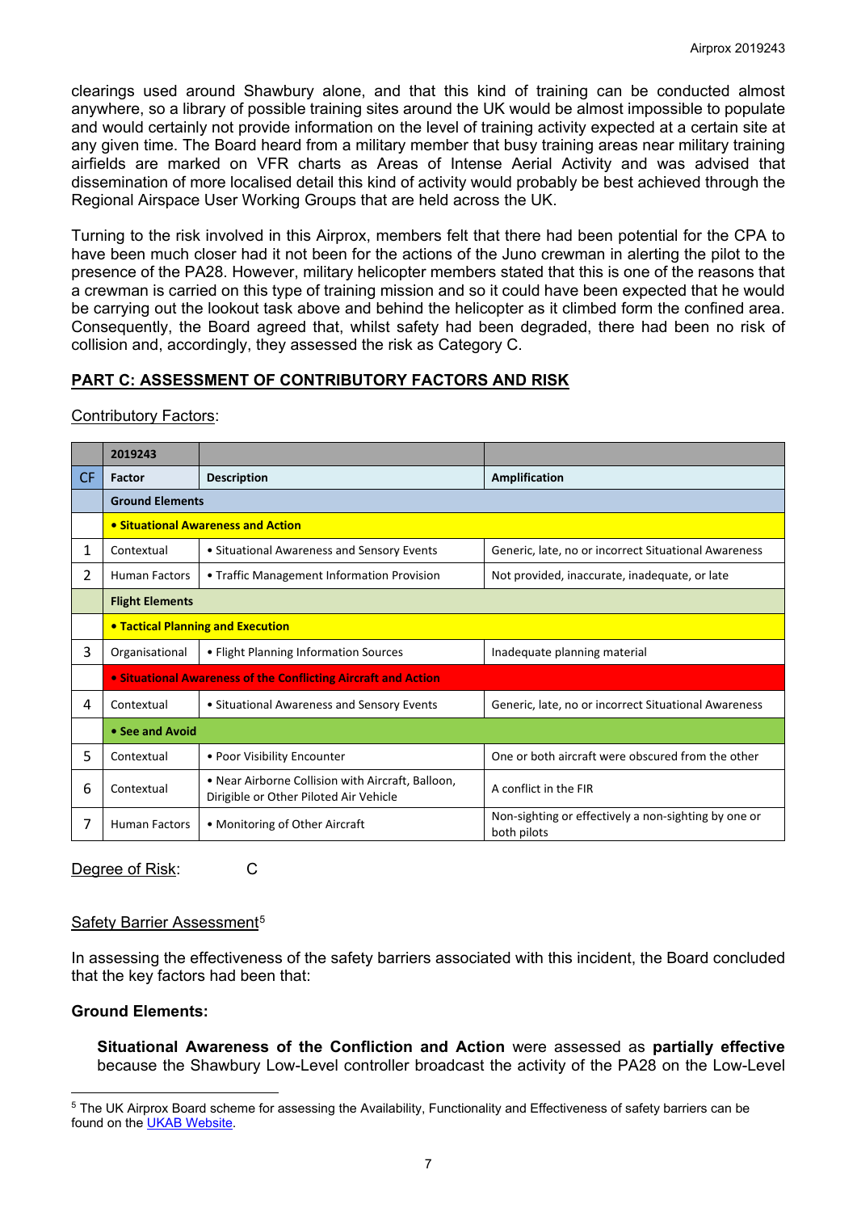clearings used around Shawbury alone, and that this kind of training can be conducted almost anywhere, so a library of possible training sites around the UK would be almost impossible to populate and would certainly not provide information on the level of training activity expected at a certain site at any given time. The Board heard from a military member that busy training areas near military training airfields are marked on VFR charts as Areas of Intense Aerial Activity and was advised that dissemination of more localised detail this kind of activity would probably be best achieved through the Regional Airspace User Working Groups that are held across the UK.

Turning to the risk involved in this Airprox, members felt that there had been potential for the CPA to have been much closer had it not been for the actions of the Juno crewman in alerting the pilot to the presence of the PA28. However, military helicopter members stated that this is one of the reasons that a crewman is carried on this type of training mission and so it could have been expected that he would be carrying out the lookout task above and behind the helicopter as it climbed form the confined area. Consequently, the Board agreed that, whilst safety had been degraded, there had been no risk of collision and, accordingly, they assessed the risk as Category C.

## PART C: ASSESSMENT OF CONTRIBUTORY FACTORS AND RISK

Contributory Factors:

| | 2019243 | | |
|---|---|---|---|
| CF | Factor | Description | Amplification |
| | **Ground Elements** | | |
| | **• Situational Awareness and Action** | | |
| 1 | Contextual | • Situational Awareness and Sensory Events | Generic, late, no or incorrect Situational Awareness |
| 2 | Human Factors | • Traffic Management Information Provision | Not provided, inaccurate, inadequate, or late |
| | **Flight Elements** | | |
| | **• Tactical Planning and Execution** | | |
| 3 | Organisational | • Flight Planning Information Sources | Inadequate planning material |
| | **• Situational Awareness of the Conflicting Aircraft and Action** | | |
| 4 | Contextual | • Situational Awareness and Sensory Events | Generic, late, no or incorrect Situational Awareness |
| | **• See and Avoid** | | |
| 5 | Contextual | • Poor Visibility Encounter | One or both aircraft were obscured from the other |
| 6 | Contextual | • Near Airborne Collision with Aircraft, Balloon, Dirigible or Other Piloted Air Vehicle | A conflict in the FIR |
| 7 | Human Factors | • Monitoring of Other Aircraft | Non-sighting or effectively a non-sighting by one or both pilots |

Degree of Risk: C

Safety Barrier Assessment[5]

In assessing the effectiveness of the safety barriers associated with this incident, the Board concluded that the key factors had been that:

**Ground Elements:**

**Situational Awareness of the Confliction and Action** were assessed as **partially effective** because the Shawbury Low-Level controller broadcast the activity of the PA28 on the Low-Level

[5] The UK Airprox Board scheme for assessing the Availability, Functionality and Effectiveness of safety barriers can be found on the UKAB Website.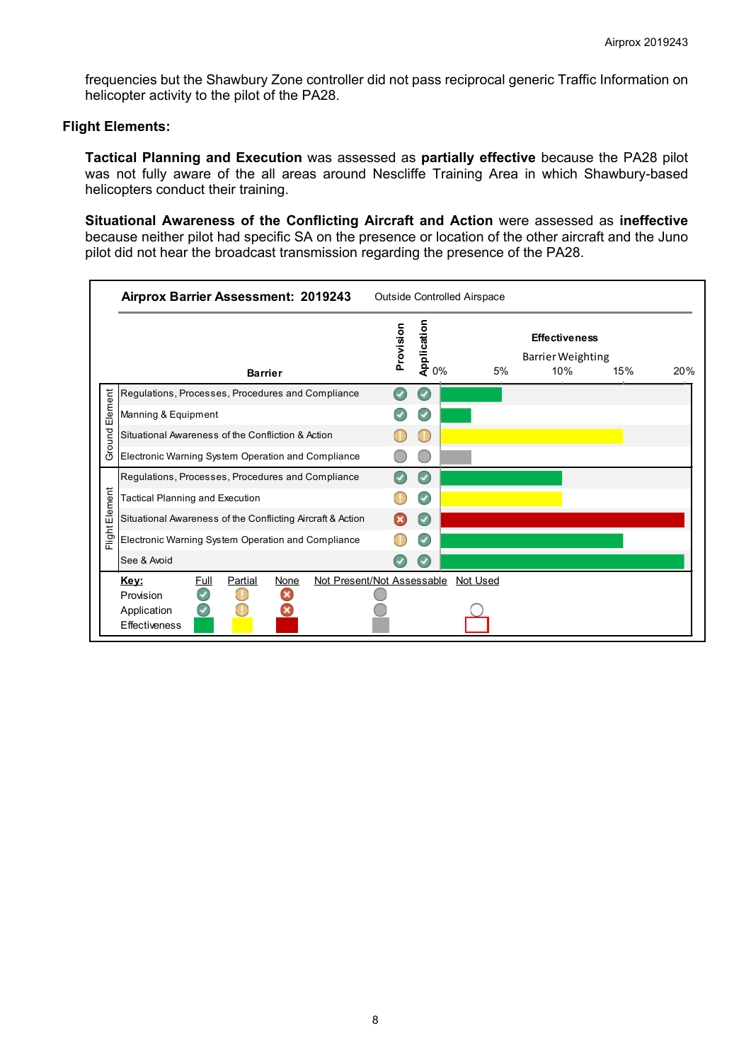frequencies but the Shawbury Zone controller did not pass reciprocal generic Traffic Information on helicopter activity to the pilot of the PA28.

**Flight Elements:**

**Tactical Planning and Execution** was assessed as **partially effective** because the PA28 pilot was not fully aware of the all areas around Nescliffe Training Area in which Shawbury-based helicopters conduct their training.

**Situational Awareness of the Conflicting Aircraft and Action** were assessed as **ineffective** because neither pilot had specific SA on the presence or location of the other aircraft and the Juno pilot did not hear the broadcast transmission regarding the presence of the PA28.

**Airprox Barrier Assessment: 2019243**

Outside Controlled Airspace

Barrier

Provision

Application

Effectiveness

Barrier Weighting

0%

5%

10%

15%

20%

Ground Element

Regulations, Processes, Procedures and Compliance

Manning & Equipment

Situational Awareness of the Confliction & Action

Electronic Warning System Operation and Compliance

Flight Element

Regulations, Processes, Procedures and Compliance

Tactical Planning and Execution

Situational Awareness of the Conflicting Aircraft & Action

Electronic Warning System Operation and Compliance

See & Avoid

Key: Full Partial None Not Present/Not Assessable Not Used

Provision

Application

Effectiveness